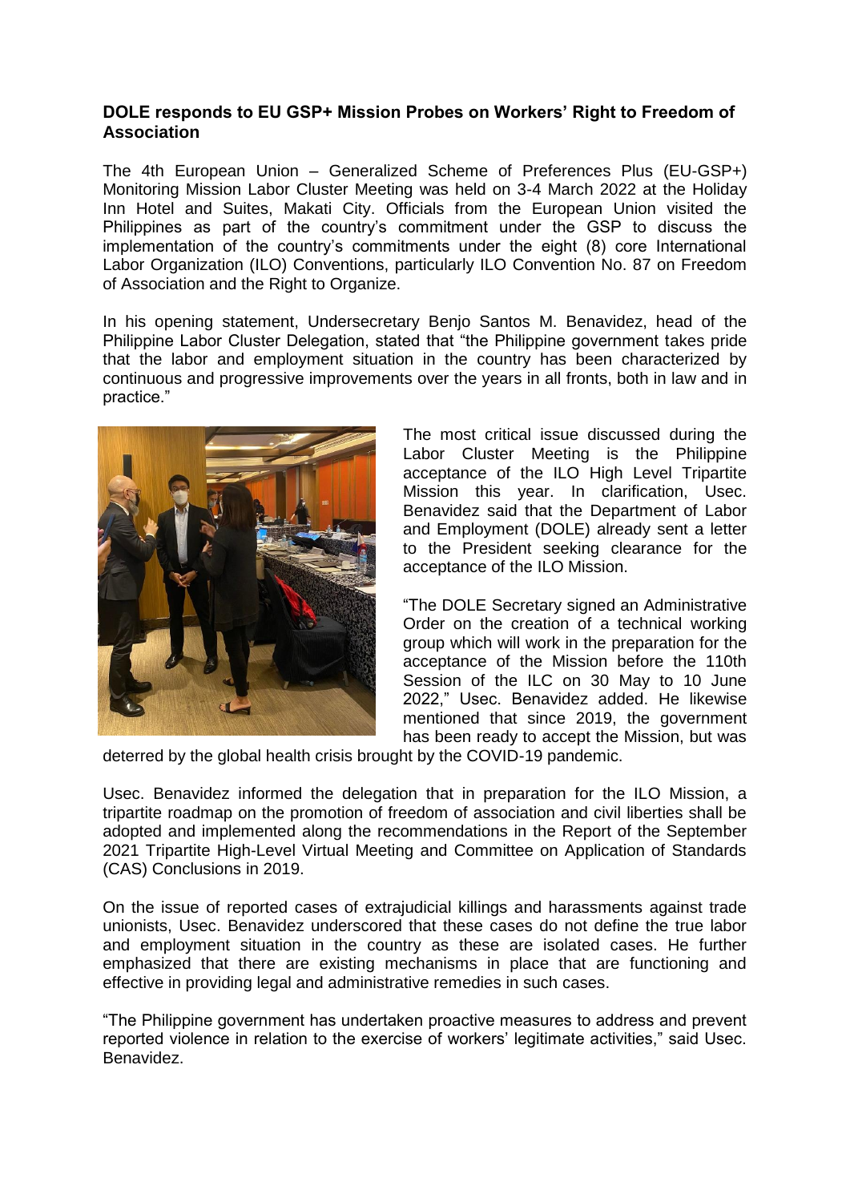**DOLE responds to EU GSP+ Mission Probes on Workers' Right to Freedom of Association**

The 4th European Union – Generalized Scheme of Preferences Plus (EU-GSP+) Monitoring Mission Labor Cluster Meeting was held on 3-4 March 2022 at the Holiday Inn Hotel and Suites, Makati City. Officials from the European Union visited the Philippines as part of the country's commitment under the GSP to discuss the implementation of the country's commitments under the eight (8) core International Labor Organization (ILO) Conventions, particularly ILO Convention No. 87 on Freedom of Association and the Right to Organize.

In his opening statement, Undersecretary Benjo Santos M. Benavidez, head of the Philippine Labor Cluster Delegation, stated that "the Philippine government takes pride that the labor and employment situation in the country has been characterized by continuous and progressive improvements over the years in all fronts, both in law and in practice."

The most critical issue discussed during the Labor Cluster Meeting is the Philippine acceptance of the ILO High Level Tripartite Mission this year. In clarification, Usec. Benavidez said that the Department of Labor and Employment (DOLE) already sent a letter to the President seeking clearance for the acceptance of the ILO Mission.

"The DOLE Secretary signed an Administrative Order on the creation of a technical working group which will work in the preparation for the acceptance of the Mission before the 110th Session of the ILC on 30 May to 10 June 2022," Usec. Benavidez added. He likewise mentioned that since 2019, the government has been ready to accept the Mission, but was deterred by the global health crisis brought by the COVID-19 pandemic.

Usec. Benavidez informed the delegation that in preparation for the ILO Mission, a tripartite roadmap on the promotion of freedom of association and civil liberties shall be adopted and implemented along the recommendations in the Report of the September 2021 Tripartite High-Level Virtual Meeting and Committee on Application of Standards (CAS) Conclusions in 2019.

On the issue of reported cases of extrajudicial killings and harassments against trade unionists, Usec. Benavidez underscored that these cases do not define the true labor and employment situation in the country as these are isolated cases. He further emphasized that there are existing mechanisms in place that are functioning and effective in providing legal and administrative remedies in such cases.

"The Philippine government has undertaken proactive measures to address and prevent reported violence in relation to the exercise of workers' legitimate activities," said Usec. Benavidez.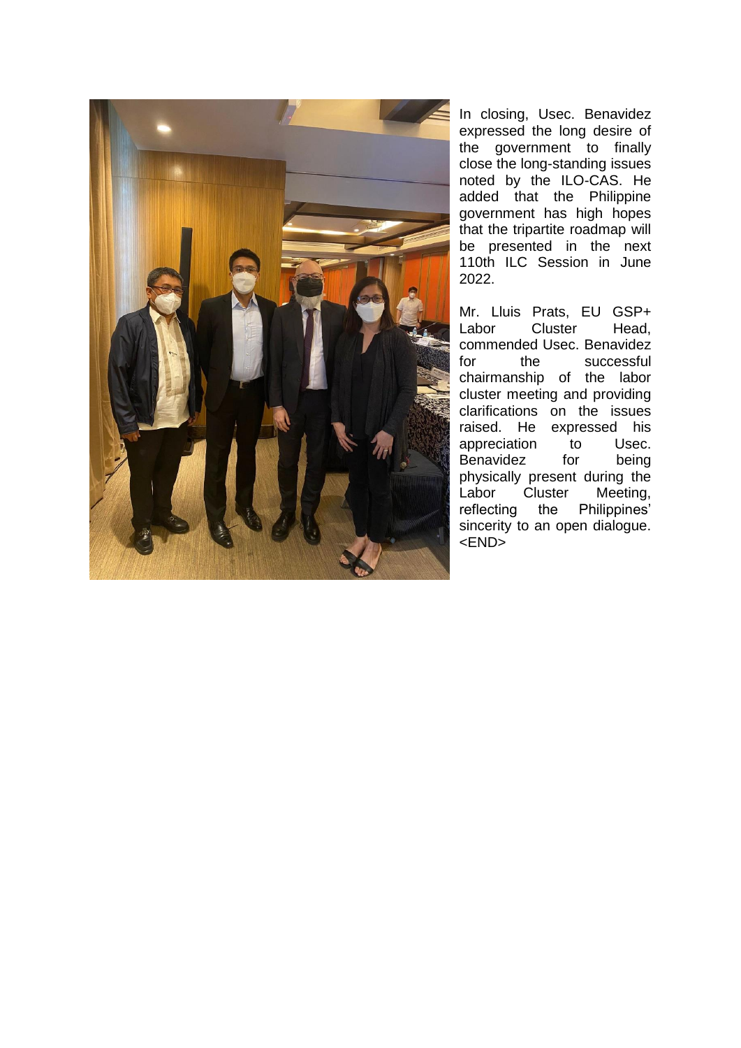In closing, Usec. Benavidez expressed the long desire of the government to finally close the long-standing issues noted by the ILO-CAS. He added that the Philippine government has high hopes that the tripartite roadmap will be presented in the next 110th ILC Session in June 2022.

Mr. Lluis Prats, EU GSP+ Labor Cluster Head, commended Usec. Benavidez for the successful chairmanship of the labor cluster meeting and providing clarifications on the issues raised. He expressed his appreciation to Usec. Benavidez for being physically present during the Labor Cluster Meeting, reflecting the Philippines' sincerity to an open dialogue. <END>